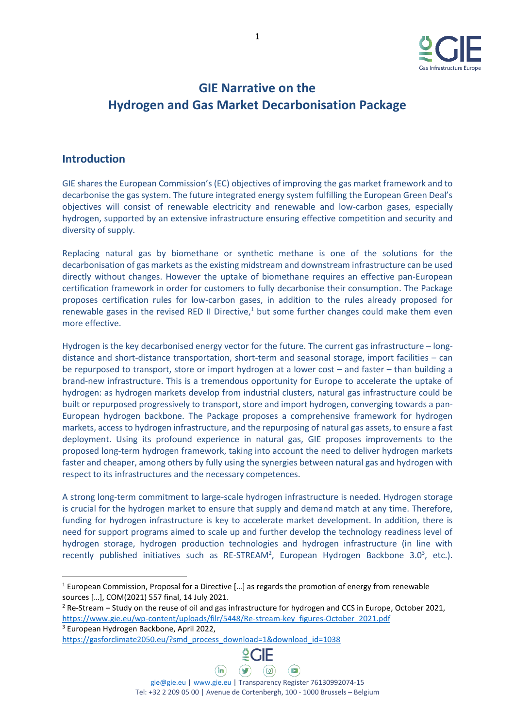# GIE Narrative on the Hydrogen and Gas Market Decarbonisation Package

## Introduction

GIE shares the European Commission's (EC) objectives of improving the gas market framework and to decarbonise the gas system. The future integrated energy system fulfilling the European Green Deal's objectives will consist of renewable electricity and renewable and low-carbon gases, especially hydrogen, supported by an extensive infrastructure ensuring effective competition and security and diversity of supply.

Replacing natural gas by biomethane or synthetic methane is one of the solutions for the decarbonisation of gas markets as the existing midstream and downstream infrastructure can be used directly without changes. However the uptake of biomethane requires an effective pan-European certification framework in order for customers to fully decarbonise their consumption. The Package proposes certification rules for low-carbon gases, in addition to the rules already proposed for renewable gases in the revised RED II Directive,[1] but some further changes could make them even more effective.

Hydrogen is the key decarbonised energy vector for the future. The current gas infrastructure – long-distance and short-distance transportation, short-term and seasonal storage, import facilities – can be repurposed to transport, store or import hydrogen at a lower cost – and faster – than building a brand-new infrastructure. This is a tremendous opportunity for Europe to accelerate the uptake of hydrogen: as hydrogen markets develop from industrial clusters, natural gas infrastructure could be built or repurposed progressively to transport, store and import hydrogen, converging towards a pan-European hydrogen backbone. The Package proposes a comprehensive framework for hydrogen markets, access to hydrogen infrastructure, and the repurposing of natural gas assets, to ensure a fast deployment. Using its profound experience in natural gas, GIE proposes improvements to the proposed long-term hydrogen framework, taking into account the need to deliver hydrogen markets faster and cheaper, among others by fully using the synergies between natural gas and hydrogen with respect to its infrastructures and the necessary competences.

A strong long-term commitment to large-scale hydrogen infrastructure is needed. Hydrogen storage is crucial for the hydrogen market to ensure that supply and demand match at any time. Therefore, funding for hydrogen infrastructure is key to accelerate market development. In addition, there is need for support programs aimed to scale up and further develop the technology readiness level of hydrogen storage, hydrogen production technologies and hydrogen infrastructure (in line with recently published initiatives such as RE-STREAM[2], European Hydrogen Backbone 3.0[3], etc.).

---

[1] European Commission, Proposal for a Directive […] as regards the promotion of energy from renewable sources […], COM(2021) 557 final, 14 July 2021.

[2] Re-Stream – Study on the reuse of oil and gas infrastructure for hydrogen and CCS in Europe, October 2021, https://www.gie.eu/wp-content/uploads/filr/5448/Re-stream-key_figures-October_2021.pdf

[3] European Hydrogen Backbone, April 2022, https://gasforclimate2050.eu/?smd_process_download=1&download_id=1038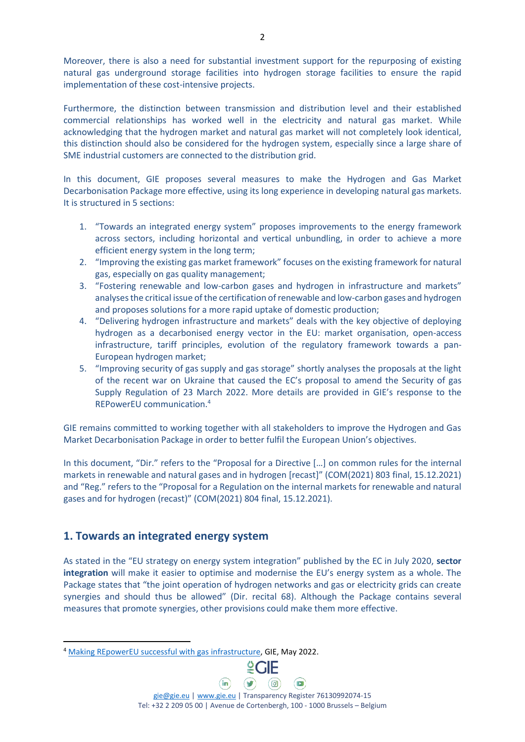Moreover, there is also a need for substantial investment support for the repurposing of existing natural gas underground storage facilities into hydrogen storage facilities to ensure the rapid implementation of these cost-intensive projects.

Furthermore, the distinction between transmission and distribution level and their established commercial relationships has worked well in the electricity and natural gas market. While acknowledging that the hydrogen market and natural gas market will not completely look identical, this distinction should also be considered for the hydrogen system, especially since a large share of SME industrial customers are connected to the distribution grid.

In this document, GIE proposes several measures to make the Hydrogen and Gas Market Decarbonisation Package more effective, using its long experience in developing natural gas markets. It is structured in 5 sections:

1. "Towards an integrated energy system" proposes improvements to the energy framework across sectors, including horizontal and vertical unbundling, in order to achieve a more efficient energy system in the long term;
2. "Improving the existing gas market framework" focuses on the existing framework for natural gas, especially on gas quality management;
3. "Fostering renewable and low-carbon gases and hydrogen in infrastructure and markets" analyses the critical issue of the certification of renewable and low-carbon gases and hydrogen and proposes solutions for a more rapid uptake of domestic production;
4. "Delivering hydrogen infrastructure and markets" deals with the key objective of deploying hydrogen as a decarbonised energy vector in the EU: market organisation, open-access infrastructure, tariff principles, evolution of the regulatory framework towards a pan-European hydrogen market;
5. "Improving security of gas supply and gas storage" shortly analyses the proposals at the light of the recent war on Ukraine that caused the EC's proposal to amend the Security of gas Supply Regulation of 23 March 2022. More details are provided in GIE's response to the REPowerEU communication.[4]

GIE remains committed to working together with all stakeholders to improve the Hydrogen and Gas Market Decarbonisation Package in order to better fulfil the European Union's objectives.

In this document, "Dir." refers to the "Proposal for a Directive […] on common rules for the internal markets in renewable and natural gases and in hydrogen [recast]" (COM(2021) 803 final, 15.12.2021) and "Reg." refers to the "Proposal for a Regulation on the internal markets for renewable and natural gases and for hydrogen (recast)" (COM(2021) 804 final, 15.12.2021).

## 1. Towards an integrated energy system

As stated in the "EU strategy on energy system integration" published by the EC in July 2020, **sector integration** will make it easier to optimise and modernise the EU's energy system as a whole. The Package states that "the joint operation of hydrogen networks and gas or electricity grids can create synergies and should thus be allowed" (Dir. recital 68). Although the Package contains several measures that promote synergies, other provisions could make them more effective.

[4] Making REpowerEU successful with gas infrastructure, GIE, May 2022.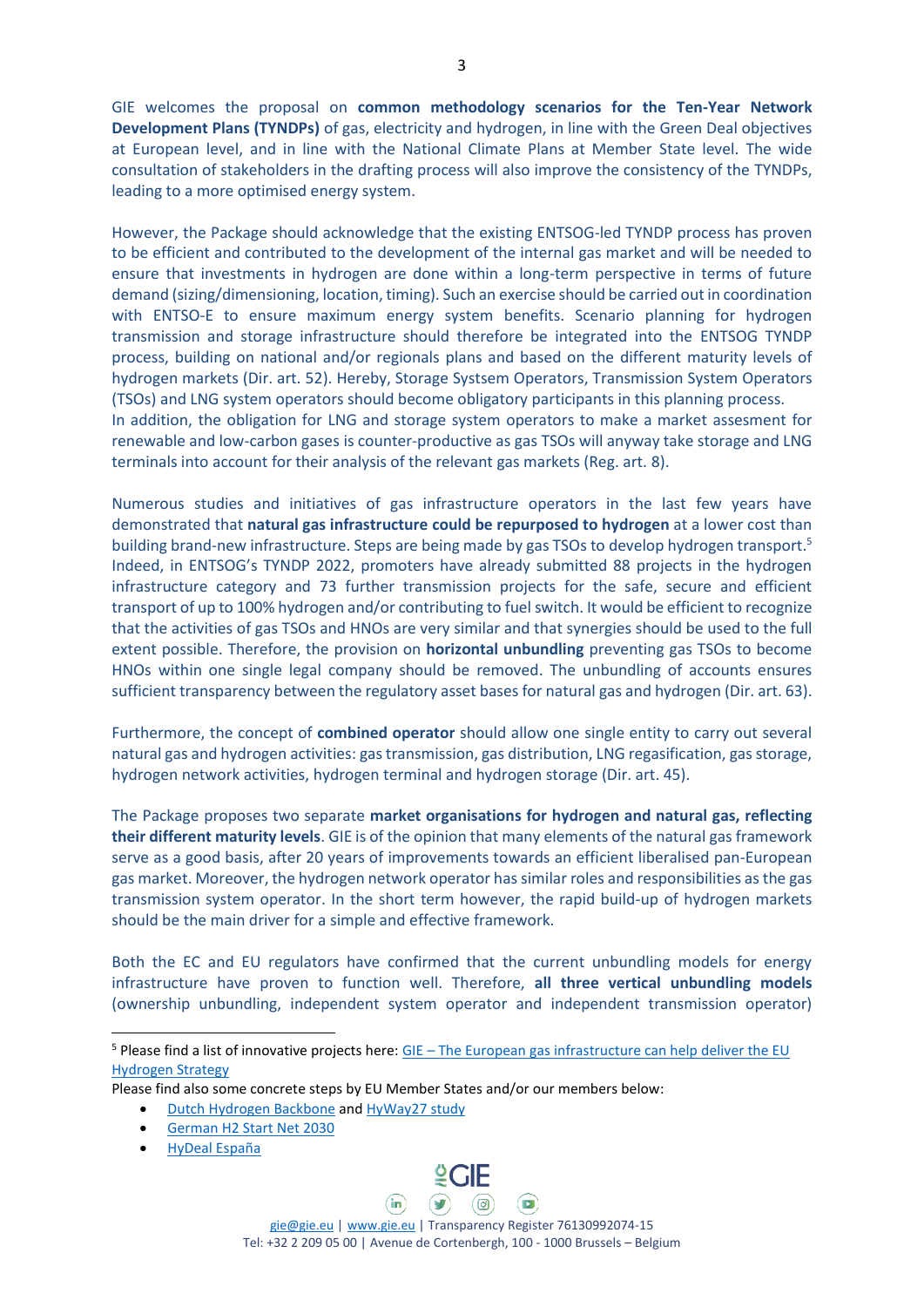GIE welcomes the proposal on **common methodology scenarios for the Ten-Year Network Development Plans (TYNDPs)** of gas, electricity and hydrogen, in line with the Green Deal objectives at European level, and in line with the National Climate Plans at Member State level. The wide consultation of stakeholders in the drafting process will also improve the consistency of the TYNDPs, leading to a more optimised energy system.

However, the Package should acknowledge that the existing ENTSOG-led TYNDP process has proven to be efficient and contributed to the development of the internal gas market and will be needed to ensure that investments in hydrogen are done within a long-term perspective in terms of future demand (sizing/dimensioning, location, timing). Such an exercise should be carried out in coordination with ENTSO-E to ensure maximum energy system benefits. Scenario planning for hydrogen transmission and storage infrastructure should therefore be integrated into the ENTSOG TYNDP process, building on national and/or regionals plans and based on the different maturity levels of hydrogen markets (Dir. art. 52). Hereby, Storage Systsem Operators, Transmission System Operators (TSOs) and LNG system operators should become obligatory participants in this planning process.
In addition, the obligation for LNG and storage system operators to make a market assesment for renewable and low-carbon gases is counter-productive as gas TSOs will anyway take storage and LNG terminals into account for their analysis of the relevant gas markets (Reg. art. 8).

Numerous studies and initiatives of gas infrastructure operators in the last few years have demonstrated that **natural gas infrastructure could be repurposed to hydrogen** at a lower cost than building brand-new infrastructure. Steps are being made by gas TSOs to develop hydrogen transport.[5] Indeed, in ENTSOG's TYNDP 2022, promoters have already submitted 88 projects in the hydrogen infrastructure category and 73 further transmission projects for the safe, secure and efficient transport of up to 100% hydrogen and/or contributing to fuel switch. It would be efficient to recognize that the activities of gas TSOs and HNOs are very similar and that synergies should be used to the full extent possible. Therefore, the provision on **horizontal unbundling** preventing gas TSOs to become HNOs within one single legal company should be removed. The unbundling of accounts ensures sufficient transparency between the regulatory asset bases for natural gas and hydrogen (Dir. art. 63).

Furthermore, the concept of **combined operator** should allow one single entity to carry out several natural gas and hydrogen activities: gas transmission, gas distribution, LNG regasification, gas storage, hydrogen network activities, hydrogen terminal and hydrogen storage (Dir. art. 45).

The Package proposes two separate **market organisations for hydrogen and natural gas, reflecting their different maturity levels**. GIE is of the opinion that many elements of the natural gas framework serve as a good basis, after 20 years of improvements towards an efficient liberalised pan-European gas market. Moreover, the hydrogen network operator has similar roles and responsibilities as the gas transmission system operator. In the short term however, the rapid build-up of hydrogen markets should be the main driver for a simple and effective framework.

Both the EC and EU regulators have confirmed that the current unbundling models for energy infrastructure have proven to function well. Therefore, **all three vertical unbundling models** (ownership unbundling, independent system operator and independent transmission operator)

---

[5] Please find a list of innovative projects here: GIE – The European gas infrastructure can help deliver the EU Hydrogen Strategy

Please find also some concrete steps by EU Member States and/or our members below:

- Dutch Hydrogen Backbone and HyWay27 study
- German H2 Start Net 2030
- HyDeal España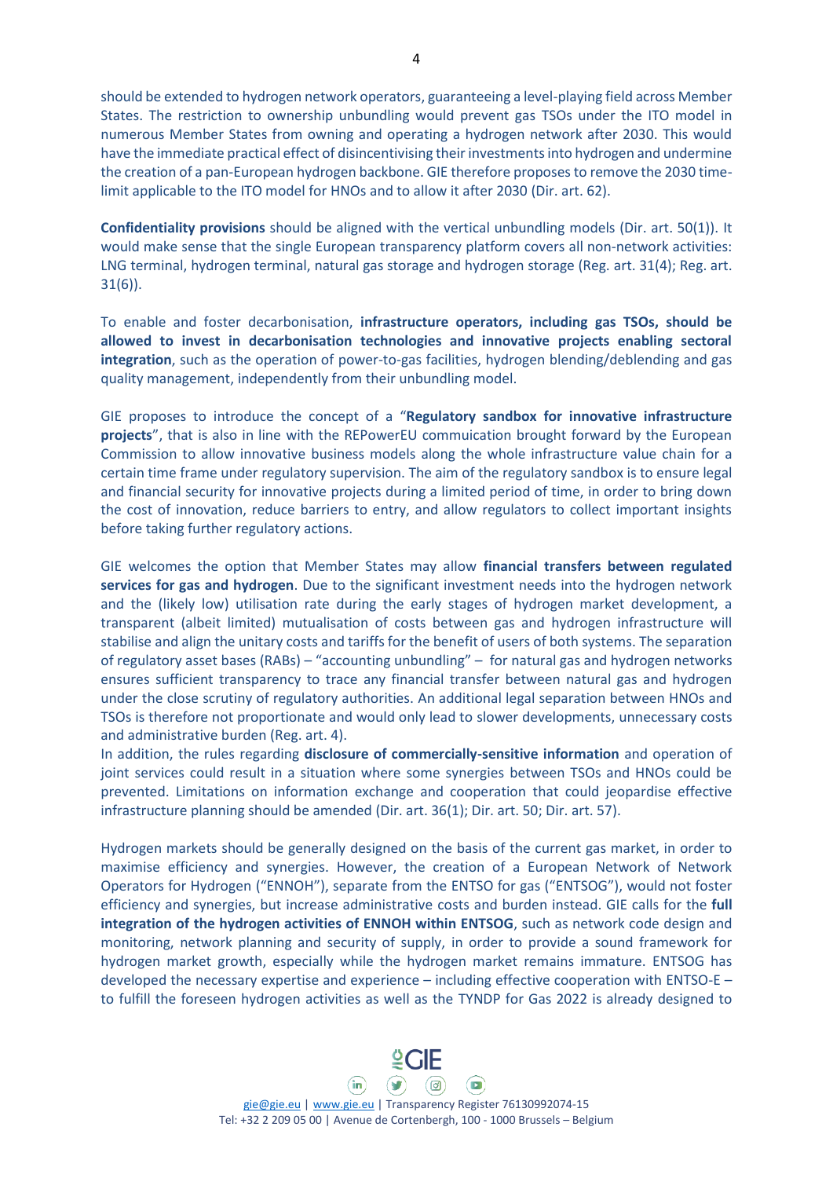should be extended to hydrogen network operators, guaranteeing a level-playing field across Member States. The restriction to ownership unbundling would prevent gas TSOs under the ITO model in numerous Member States from owning and operating a hydrogen network after 2030. This would have the immediate practical effect of disincentivising their investments into hydrogen and undermine the creation of a pan-European hydrogen backbone. GIE therefore proposes to remove the 2030 time-limit applicable to the ITO model for HNOs and to allow it after 2030 (Dir. art. 62).

**Confidentiality provisions** should be aligned with the vertical unbundling models (Dir. art. 50(1)). It would make sense that the single European transparency platform covers all non-network activities: LNG terminal, hydrogen terminal, natural gas storage and hydrogen storage (Reg. art. 31(4); Reg. art. 31(6)).

To enable and foster decarbonisation, **infrastructure operators, including gas TSOs, should be allowed to invest in decarbonisation technologies and innovative projects enabling sectoral integration**, such as the operation of power-to-gas facilities, hydrogen blending/deblending and gas quality management, independently from their unbundling model.

GIE proposes to introduce the concept of a "**Regulatory sandbox for innovative infrastructure projects**", that is also in line with the REPowerEU commuication brought forward by the European Commission to allow innovative business models along the whole infrastructure value chain for a certain time frame under regulatory supervision. The aim of the regulatory sandbox is to ensure legal and financial security for innovative projects during a limited period of time, in order to bring down the cost of innovation, reduce barriers to entry, and allow regulators to collect important insights before taking further regulatory actions.

GIE welcomes the option that Member States may allow **financial transfers between regulated services for gas and hydrogen**. Due to the significant investment needs into the hydrogen network and the (likely low) utilisation rate during the early stages of hydrogen market development, a transparent (albeit limited) mutualisation of costs between gas and hydrogen infrastructure will stabilise and align the unitary costs and tariffs for the benefit of users of both systems. The separation of regulatory asset bases (RABs) – "accounting unbundling" – for natural gas and hydrogen networks ensures sufficient transparency to trace any financial transfer between natural gas and hydrogen under the close scrutiny of regulatory authorities. An additional legal separation between HNOs and TSOs is therefore not proportionate and would only lead to slower developments, unnecessary costs and administrative burden (Reg. art. 4).

In addition, the rules regarding **disclosure of commercially-sensitive information** and operation of joint services could result in a situation where some synergies between TSOs and HNOs could be prevented. Limitations on information exchange and cooperation that could jeopardise effective infrastructure planning should be amended (Dir. art. 36(1); Dir. art. 50; Dir. art. 57).

Hydrogen markets should be generally designed on the basis of the current gas market, in order to maximise efficiency and synergies. However, the creation of a European Network of Network Operators for Hydrogen ("ENNOH"), separate from the ENTSO for gas ("ENTSOG"), would not foster efficiency and synergies, but increase administrative costs and burden instead. GIE calls for the **full integration of the hydrogen activities of ENNOH within ENTSOG**, such as network code design and monitoring, network planning and security of supply, in order to provide a sound framework for hydrogen market growth, especially while the hydrogen market remains immature. ENTSOG has developed the necessary expertise and experience – including effective cooperation with ENTSO-E – to fulfill the foreseen hydrogen activities as well as the TYNDP for Gas 2022 is already designed to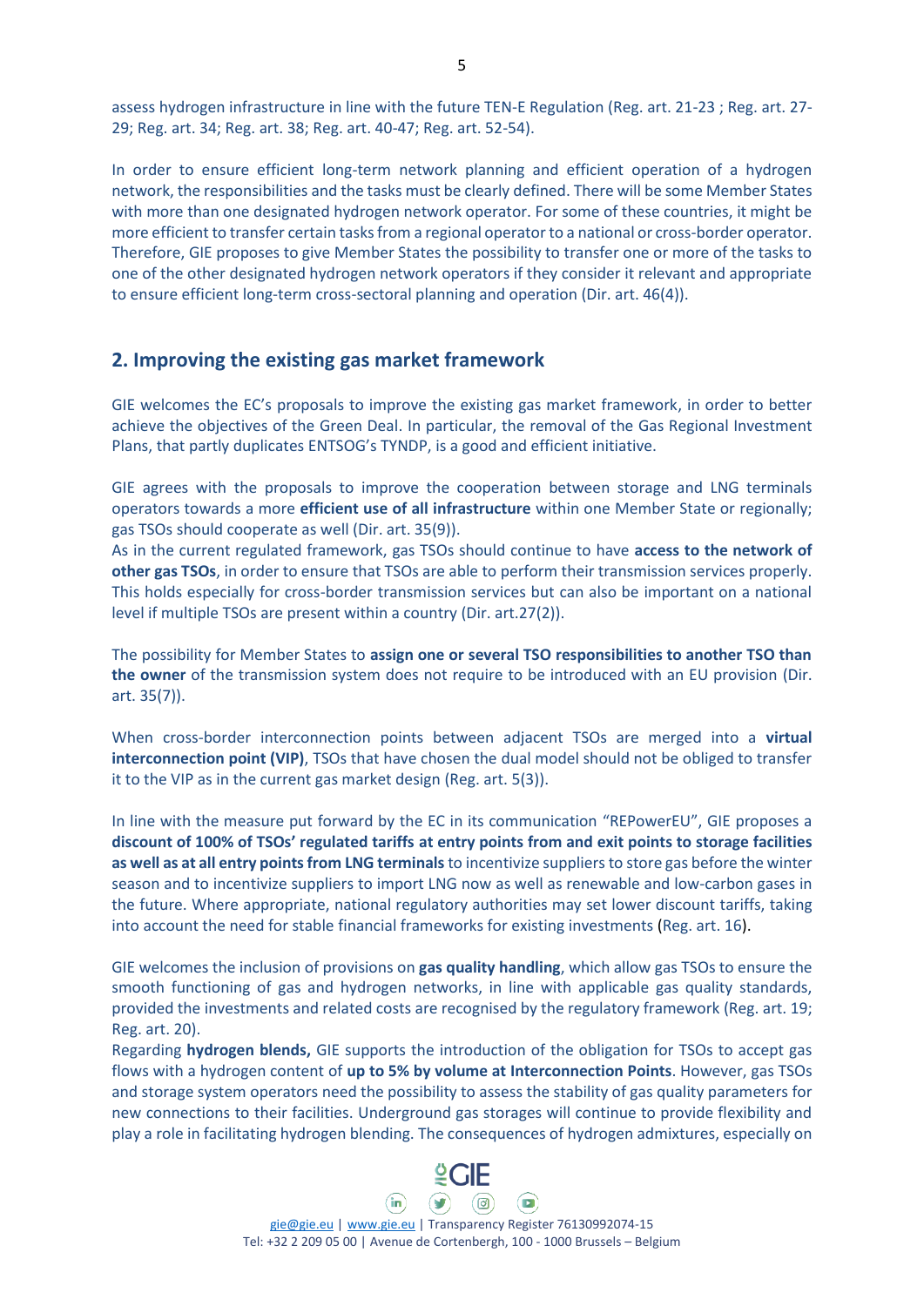assess hydrogen infrastructure in line with the future TEN-E Regulation (Reg. art. 21-23 ; Reg. art. 27-29; Reg. art. 34; Reg. art. 38; Reg. art. 40-47; Reg. art. 52-54).

In order to ensure efficient long-term network planning and efficient operation of a hydrogen network, the responsibilities and the tasks must be clearly defined. There will be some Member States with more than one designated hydrogen network operator. For some of these countries, it might be more efficient to transfer certain tasks from a regional operator to a national or cross-border operator. Therefore, GIE proposes to give Member States the possibility to transfer one or more of the tasks to one of the other designated hydrogen network operators if they consider it relevant and appropriate to ensure efficient long-term cross-sectoral planning and operation (Dir. art. 46(4)).

## 2. Improving the existing gas market framework

GIE welcomes the EC's proposals to improve the existing gas market framework, in order to better achieve the objectives of the Green Deal. In particular, the removal of the Gas Regional Investment Plans, that partly duplicates ENTSOG's TYNDP, is a good and efficient initiative.

GIE agrees with the proposals to improve the cooperation between storage and LNG terminals operators towards a more **efficient use of all infrastructure** within one Member State or regionally; gas TSOs should cooperate as well (Dir. art. 35(9)).
As in the current regulated framework, gas TSOs should continue to have **access to the network of other gas TSOs**, in order to ensure that TSOs are able to perform their transmission services properly. This holds especially for cross-border transmission services but can also be important on a national level if multiple TSOs are present within a country (Dir. art.27(2)).

The possibility for Member States to **assign one or several TSO responsibilities to another TSO than the owner** of the transmission system does not require to be introduced with an EU provision (Dir. art. 35(7)).

When cross-border interconnection points between adjacent TSOs are merged into a **virtual interconnection point (VIP)**, TSOs that have chosen the dual model should not be obliged to transfer it to the VIP as in the current gas market design (Reg. art. 5(3)).

In line with the measure put forward by the EC in its communication "REPowerEU", GIE proposes a **discount of 100% of TSOs' regulated tariffs at entry points from and exit points to storage facilities as well as at all entry points from LNG terminals** to incentivize suppliers to store gas before the winter season and to incentivize suppliers to import LNG now as well as renewable and low-carbon gases in the future. Where appropriate, national regulatory authorities may set lower discount tariffs, taking into account the need for stable financial frameworks for existing investments (Reg. art. 16).

GIE welcomes the inclusion of provisions on **gas quality handling**, which allow gas TSOs to ensure the smooth functioning of gas and hydrogen networks, in line with applicable gas quality standards, provided the investments and related costs are recognised by the regulatory framework (Reg. art. 19; Reg. art. 20).
Regarding **hydrogen blends,** GIE supports the introduction of the obligation for TSOs to accept gas flows with a hydrogen content of **up to 5% by volume at Interconnection Points**. However, gas TSOs and storage system operators need the possibility to assess the stability of gas quality parameters for new connections to their facilities. Underground gas storages will continue to provide flexibility and play a role in facilitating hydrogen blending. The consequences of hydrogen admixtures, especially on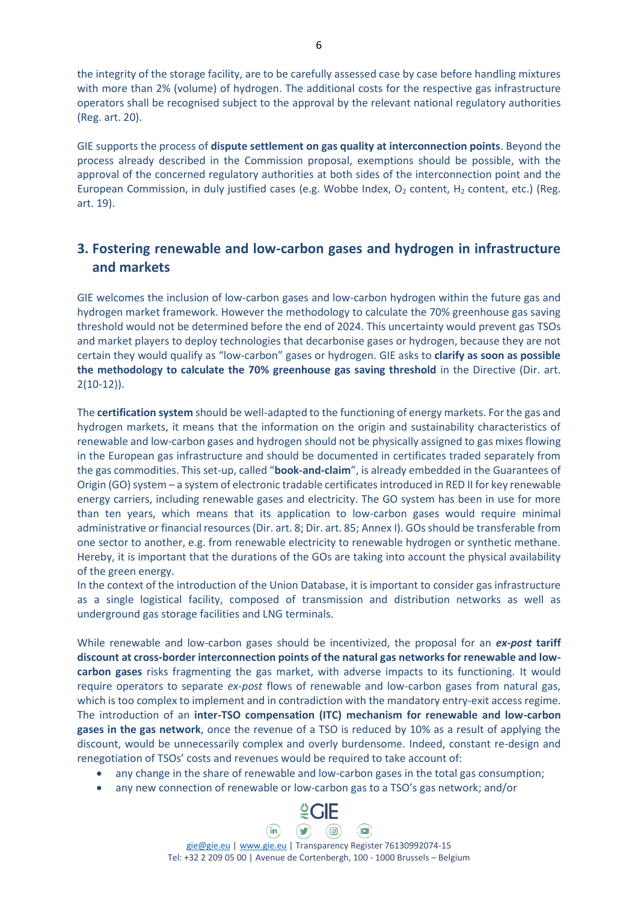the integrity of the storage facility, are to be carefully assessed case by case before handling mixtures with more than 2% (volume) of hydrogen. The additional costs for the respective gas infrastructure operators shall be recognised subject to the approval by the relevant national regulatory authorities (Reg. art. 20).

GIE supports the process of **dispute settlement on gas quality at interconnection points**. Beyond the process already described in the Commission proposal, exemptions should be possible, with the approval of the concerned regulatory authorities at both sides of the interconnection point and the European Commission, in duly justified cases (e.g. Wobbe Index, $O_2$ content, $H_2$ content, etc.) (Reg. art. 19).

## 3. Fostering renewable and low-carbon gases and hydrogen in infrastructure and markets

GIE welcomes the inclusion of low-carbon gases and low-carbon hydrogen within the future gas and hydrogen market framework. However the methodology to calculate the 70% greenhouse gas saving threshold would not be determined before the end of 2024. This uncertainty would prevent gas TSOs and market players to deploy technologies that decarbonise gases or hydrogen, because they are not certain they would qualify as "low-carbon" gases or hydrogen. GIE asks to **clarify as soon as possible the methodology to calculate the 70% greenhouse gas saving threshold** in the Directive (Dir. art. 2(10-12)).

The **certification system** should be well-adapted to the functioning of energy markets. For the gas and hydrogen markets, it means that the information on the origin and sustainability characteristics of renewable and low-carbon gases and hydrogen should not be physically assigned to gas mixes flowing in the European gas infrastructure and should be documented in certificates traded separately from the gas commodities. This set-up, called "**book-and-claim**", is already embedded in the Guarantees of Origin (GO) system – a system of electronic tradable certificates introduced in RED II for key renewable energy carriers, including renewable gases and electricity. The GO system has been in use for more than ten years, which means that its application to low-carbon gases would require minimal administrative or financial resources (Dir. art. 8; Dir. art. 85; Annex I). GOs should be transferable from one sector to another, e.g. from renewable electricity to renewable hydrogen or synthetic methane. Hereby, it is important that the durations of the GOs are taking into account the physical availability of the green energy.

In the context of the introduction of the Union Database, it is important to consider gas infrastructure as a single logistical facility, composed of transmission and distribution networks as well as underground gas storage facilities and LNG terminals.

While renewable and low-carbon gases should be incentivized, the proposal for an ***ex-post*** **tariff discount at cross-border interconnection points of the natural gas networks for renewable and low-carbon gases** risks fragmenting the gas market, with adverse impacts to its functioning. It would require operators to separate *ex-post* flows of renewable and low-carbon gases from natural gas, which is too complex to implement and in contradiction with the mandatory entry-exit access regime. The introduction of an **inter-TSO compensation (ITC) mechanism for renewable and low-carbon gases in the gas network**, once the revenue of a TSO is reduced by 10% as a result of applying the discount, would be unnecessarily complex and overly burdensome. Indeed, constant re-design and renegotiation of TSOs' costs and revenues would be required to take account of:

- any change in the share of renewable and low-carbon gases in the total gas consumption;
- any new connection of renewable or low-carbon gas to a TSO's gas network; and/or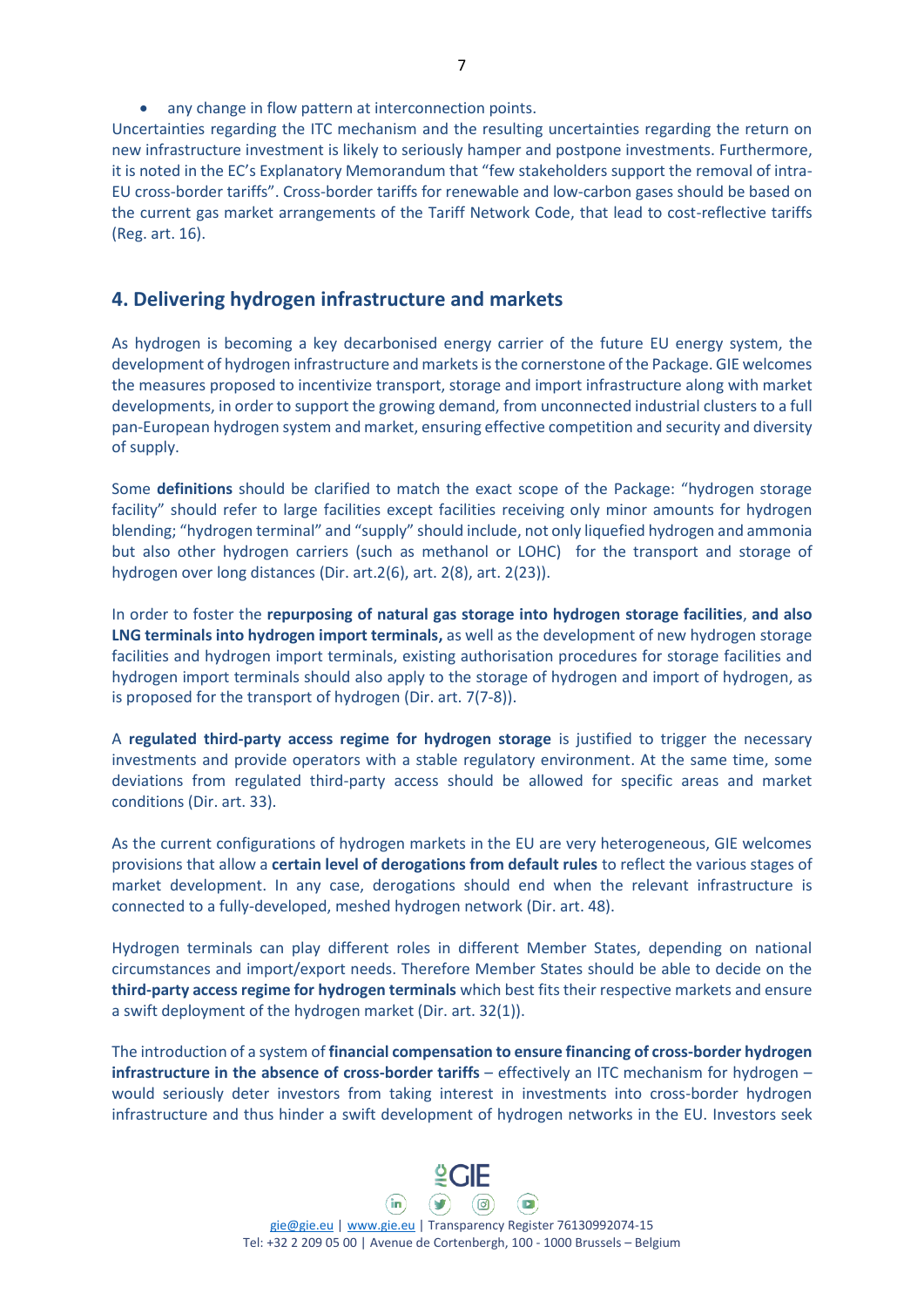- any change in flow pattern at interconnection points.

Uncertainties regarding the ITC mechanism and the resulting uncertainties regarding the return on new infrastructure investment is likely to seriously hamper and postpone investments. Furthermore, it is noted in the EC's Explanatory Memorandum that "few stakeholders support the removal of intra-EU cross-border tariffs". Cross-border tariffs for renewable and low-carbon gases should be based on the current gas market arrangements of the Tariff Network Code, that lead to cost-reflective tariffs (Reg. art. 16).

## 4. Delivering hydrogen infrastructure and markets

As hydrogen is becoming a key decarbonised energy carrier of the future EU energy system, the development of hydrogen infrastructure and markets is the cornerstone of the Package. GIE welcomes the measures proposed to incentivize transport, storage and import infrastructure along with market developments, in order to support the growing demand, from unconnected industrial clusters to a full pan-European hydrogen system and market, ensuring effective competition and security and diversity of supply.

Some **definitions** should be clarified to match the exact scope of the Package: "hydrogen storage facility" should refer to large facilities except facilities receiving only minor amounts for hydrogen blending; "hydrogen terminal" and "supply" should include, not only liquefied hydrogen and ammonia but also other hydrogen carriers (such as methanol or LOHC) for the transport and storage of hydrogen over long distances (Dir. art.2(6), art. 2(8), art. 2(23)).

In order to foster the **repurposing of natural gas storage into hydrogen storage facilities**, **and also LNG terminals into hydrogen import terminals,** as well as the development of new hydrogen storage facilities and hydrogen import terminals, existing authorisation procedures for storage facilities and hydrogen import terminals should also apply to the storage of hydrogen and import of hydrogen, as is proposed for the transport of hydrogen (Dir. art. 7(7-8)).

A **regulated third-party access regime for hydrogen storage** is justified to trigger the necessary investments and provide operators with a stable regulatory environment. At the same time, some deviations from regulated third-party access should be allowed for specific areas and market conditions (Dir. art. 33).

As the current configurations of hydrogen markets in the EU are very heterogeneous, GIE welcomes provisions that allow a **certain level of derogations from default rules** to reflect the various stages of market development. In any case, derogations should end when the relevant infrastructure is connected to a fully-developed, meshed hydrogen network (Dir. art. 48).

Hydrogen terminals can play different roles in different Member States, depending on national circumstances and import/export needs. Therefore Member States should be able to decide on the **third-party access regime for hydrogen terminals** which best fits their respective markets and ensure a swift deployment of the hydrogen market (Dir. art. 32(1)).

The introduction of a system of **financial compensation to ensure financing of cross-border hydrogen infrastructure in the absence of cross-border tariffs** – effectively an ITC mechanism for hydrogen – would seriously deter investors from taking interest in investments into cross-border hydrogen infrastructure and thus hinder a swift development of hydrogen networks in the EU. Investors seek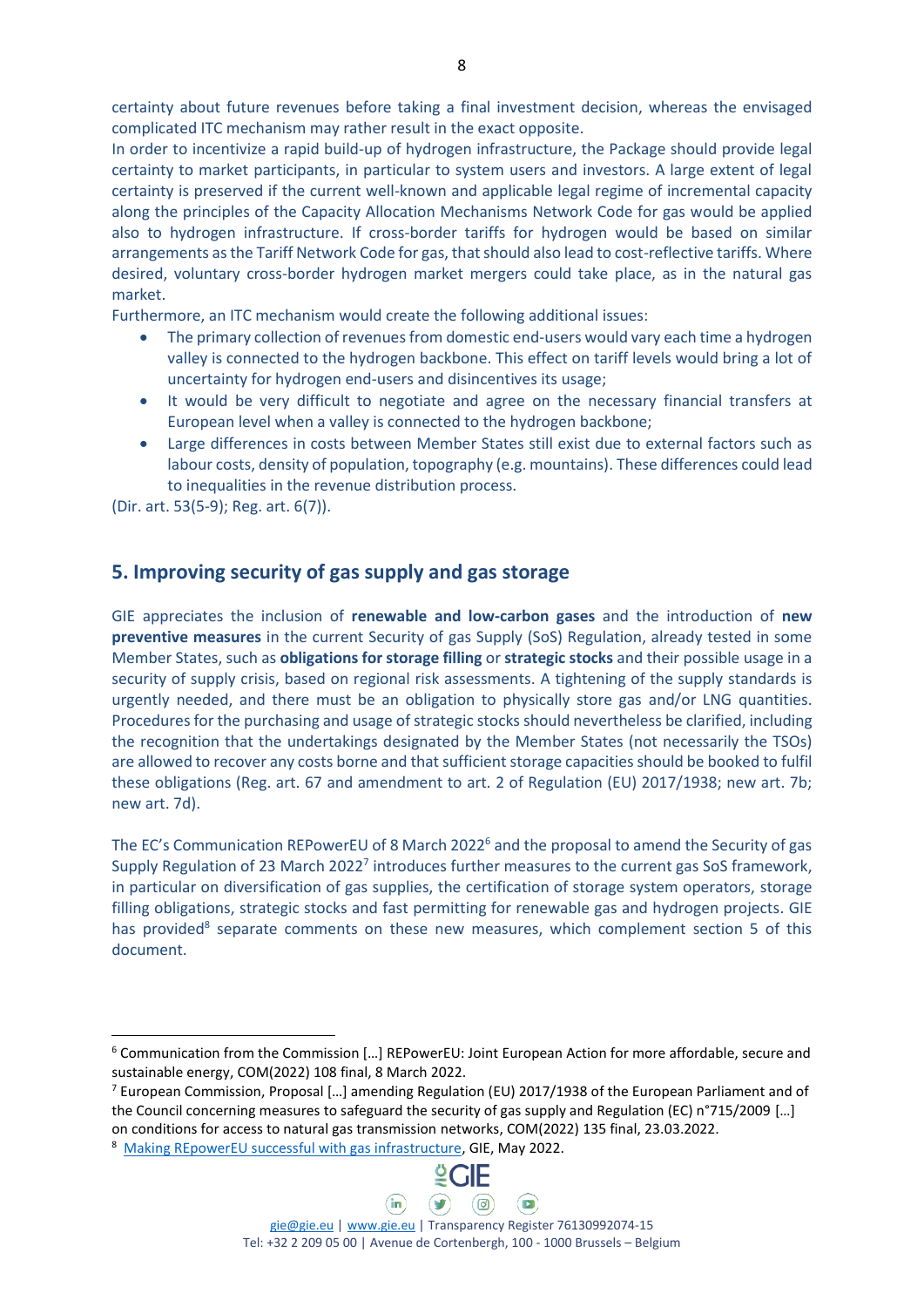certainty about future revenues before taking a final investment decision, whereas the envisaged complicated ITC mechanism may rather result in the exact opposite.

In order to incentivize a rapid build-up of hydrogen infrastructure, the Package should provide legal certainty to market participants, in particular to system users and investors. A large extent of legal certainty is preserved if the current well-known and applicable legal regime of incremental capacity along the principles of the Capacity Allocation Mechanisms Network Code for gas would be applied also to hydrogen infrastructure. If cross-border tariffs for hydrogen would be based on similar arrangements as the Tariff Network Code for gas, that should also lead to cost-reflective tariffs. Where desired, voluntary cross-border hydrogen market mergers could take place, as in the natural gas market.

Furthermore, an ITC mechanism would create the following additional issues:

- The primary collection of revenues from domestic end-users would vary each time a hydrogen valley is connected to the hydrogen backbone. This effect on tariff levels would bring a lot of uncertainty for hydrogen end-users and disincentives its usage;
- It would be very difficult to negotiate and agree on the necessary financial transfers at European level when a valley is connected to the hydrogen backbone;
- Large differences in costs between Member States still exist due to external factors such as labour costs, density of population, topography (e.g. mountains). These differences could lead to inequalities in the revenue distribution process.

(Dir. art. 53(5-9); Reg. art. 6(7)).

## 5. Improving security of gas supply and gas storage

GIE appreciates the inclusion of **renewable and low-carbon gases** and the introduction of **new preventive measures** in the current Security of gas Supply (SoS) Regulation, already tested in some Member States, such as **obligations for storage filling** or **strategic stocks** and their possible usage in a security of supply crisis, based on regional risk assessments. A tightening of the supply standards is urgently needed, and there must be an obligation to physically store gas and/or LNG quantities. Procedures for the purchasing and usage of strategic stocks should nevertheless be clarified, including the recognition that the undertakings designated by the Member States (not necessarily the TSOs) are allowed to recover any costs borne and that sufficient storage capacities should be booked to fulfil these obligations (Reg. art. 67 and amendment to art. 2 of Regulation (EU) 2017/1938; new art. 7b; new art. 7d).

The EC's Communication REPowerEU of 8 March 2022[6] and the proposal to amend the Security of gas Supply Regulation of 23 March 2022[7] introduces further measures to the current gas SoS framework, in particular on diversification of gas supplies, the certification of storage system operators, storage filling obligations, strategic stocks and fast permitting for renewable gas and hydrogen projects. GIE has provided[8] separate comments on these new measures, which complement section 5 of this document.

---

[6] Communication from the Commission […] REPowerEU: Joint European Action for more affordable, secure and sustainable energy, COM(2022) 108 final, 8 March 2022.

[7] European Commission, Proposal […] amending Regulation (EU) 2017/1938 of the European Parliament and of the Council concerning measures to safeguard the security of gas supply and Regulation (EC) n°715/2009 […] on conditions for access to natural gas transmission networks, COM(2022) 135 final, 23.03.2022.

[8] [Making REpowerEU successful with gas infrastructure](), GIE, May 2022.